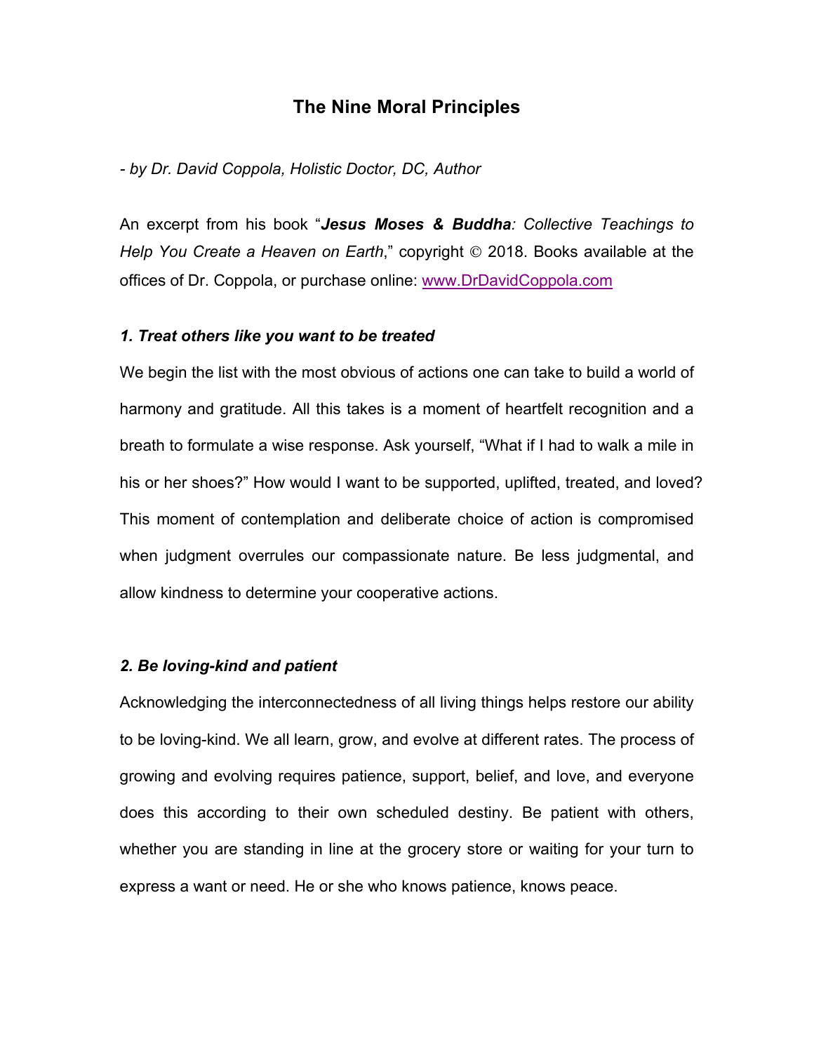# The Nine Moral Principles

*- by Dr. David Coppola, Holistic Doctor, DC, Author*

An excerpt from his book "***Jesus Moses & Buddha****: Collective Teachings to Help You Create a Heaven on Earth*," copyright © 2018. Books available at the offices of Dr. Coppola, or purchase online: [www.DrDavidCoppola.com](http://www.DrDavidCoppola.com)

### *1. Treat others like you want to be treated*

We begin the list with the most obvious of actions one can take to build a world of harmony and gratitude. All this takes is a moment of heartfelt recognition and a breath to formulate a wise response. Ask yourself, "What if I had to walk a mile in his or her shoes?" How would I want to be supported, uplifted, treated, and loved? This moment of contemplation and deliberate choice of action is compromised when judgment overrules our compassionate nature. Be less judgmental, and allow kindness to determine your cooperative actions.

### *2. Be loving-kind and patient*

Acknowledging the interconnectedness of all living things helps restore our ability to be loving-kind. We all learn, grow, and evolve at different rates. The process of growing and evolving requires patience, support, belief, and love, and everyone does this according to their own scheduled destiny. Be patient with others, whether you are standing in line at the grocery store or waiting for your turn to express a want or need. He or she who knows patience, knows peace.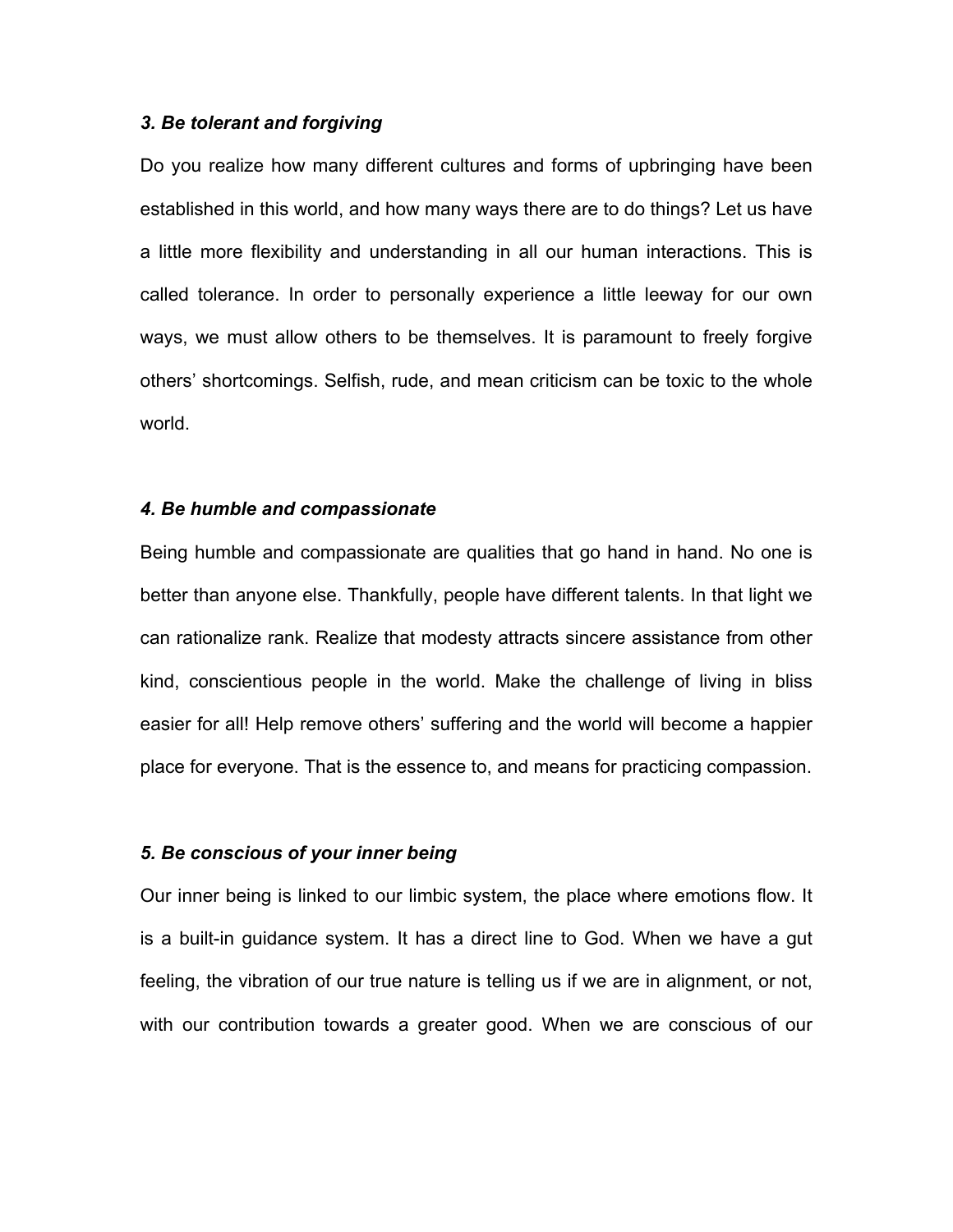***3. Be tolerant and forgiving***

Do you realize how many different cultures and forms of upbringing have been established in this world, and how many ways there are to do things? Let us have a little more flexibility and understanding in all our human interactions. This is called tolerance. In order to personally experience a little leeway for our own ways, we must allow others to be themselves. It is paramount to freely forgive others' shortcomings. Selfish, rude, and mean criticism can be toxic to the whole world.

***4. Be humble and compassionate***

Being humble and compassionate are qualities that go hand in hand. No one is better than anyone else. Thankfully, people have different talents. In that light we can rationalize rank. Realize that modesty attracts sincere assistance from other kind, conscientious people in the world. Make the challenge of living in bliss easier for all! Help remove others' suffering and the world will become a happier place for everyone. That is the essence to, and means for practicing compassion.

***5. Be conscious of your inner being***

Our inner being is linked to our limbic system, the place where emotions flow. It is a built-in guidance system. It has a direct line to God. When we have a gut feeling, the vibration of our true nature is telling us if we are in alignment, or not, with our contribution towards a greater good. When we are conscious of our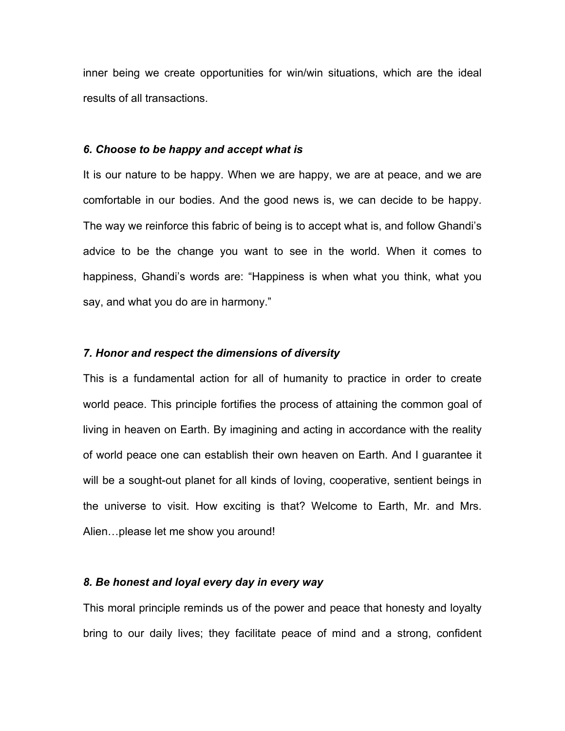inner being we create opportunities for win/win situations, which are the ideal results of all transactions.

***6. Choose to be happy and accept what is***

It is our nature to be happy. When we are happy, we are at peace, and we are comfortable in our bodies. And the good news is, we can decide to be happy. The way we reinforce this fabric of being is to accept what is, and follow Ghandi's advice to be the change you want to see in the world. When it comes to happiness, Ghandi's words are: "Happiness is when what you think, what you say, and what you do are in harmony."

***7. Honor and respect the dimensions of diversity***

This is a fundamental action for all of humanity to practice in order to create world peace. This principle fortifies the process of attaining the common goal of living in heaven on Earth. By imagining and acting in accordance with the reality of world peace one can establish their own heaven on Earth. And I guarantee it will be a sought-out planet for all kinds of loving, cooperative, sentient beings in the universe to visit. How exciting is that? Welcome to Earth, Mr. and Mrs. Alien…please let me show you around!

***8. Be honest and loyal every day in every way***

This moral principle reminds us of the power and peace that honesty and loyalty bring to our daily lives; they facilitate peace of mind and a strong, confident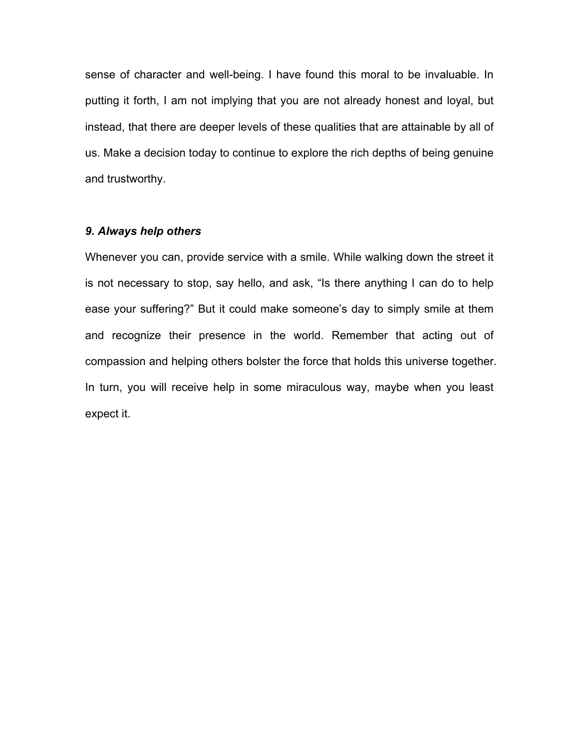sense of character and well-being. I have found this moral to be invaluable. In putting it forth, I am not implying that you are not already honest and loyal, but instead, that there are deeper levels of these qualities that are attainable by all of us. Make a decision today to continue to explore the rich depths of being genuine and trustworthy.

### *9. Always help others*

Whenever you can, provide service with a smile. While walking down the street it is not necessary to stop, say hello, and ask, "Is there anything I can do to help ease your suffering?" But it could make someone's day to simply smile at them and recognize their presence in the world. Remember that acting out of compassion and helping others bolster the force that holds this universe together. In turn, you will receive help in some miraculous way, maybe when you least expect it.